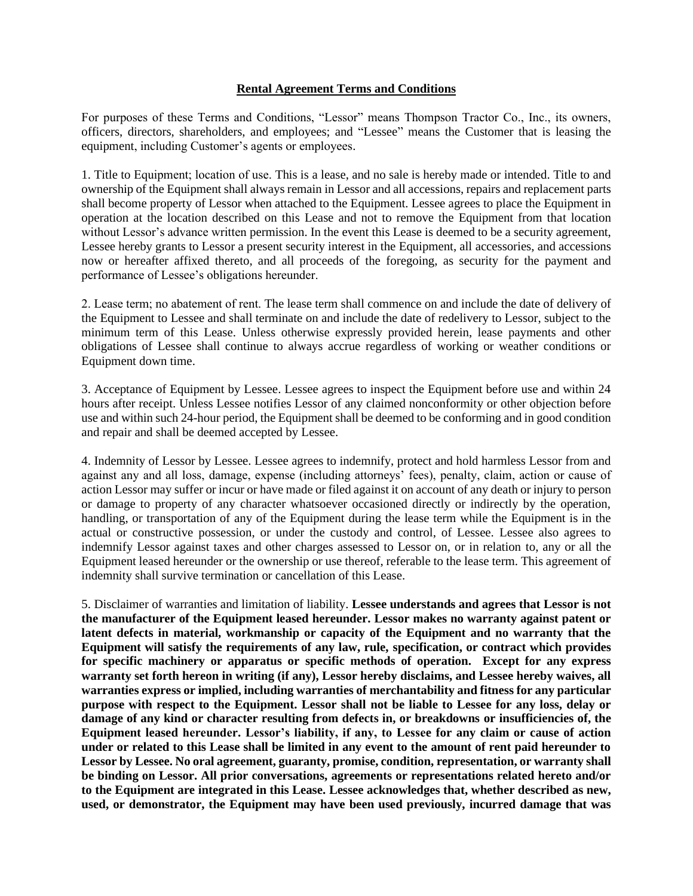# Rental Agreement Terms and Conditions

For purposes of these Terms and Conditions, "Lessor" means Thompson Tractor Co., Inc., its owners, officers, directors, shareholders, and employees; and "Lessee" means the Customer that is leasing the equipment, including Customer's agents or employees.

1. Title to Equipment; location of use. This is a lease, and no sale is hereby made or intended. Title to and ownership of the Equipment shall always remain in Lessor and all accessions, repairs and replacement parts shall become property of Lessor when attached to the Equipment. Lessee agrees to place the Equipment in operation at the location described on this Lease and not to remove the Equipment from that location without Lessor's advance written permission. In the event this Lease is deemed to be a security agreement, Lessee hereby grants to Lessor a present security interest in the Equipment, all accessories, and accessions now or hereafter affixed thereto, and all proceeds of the foregoing, as security for the payment and performance of Lessee's obligations hereunder.

2. Lease term; no abatement of rent. The lease term shall commence on and include the date of delivery of the Equipment to Lessee and shall terminate on and include the date of redelivery to Lessor, subject to the minimum term of this Lease. Unless otherwise expressly provided herein, lease payments and other obligations of Lessee shall continue to always accrue regardless of working or weather conditions or Equipment down time.

3. Acceptance of Equipment by Lessee. Lessee agrees to inspect the Equipment before use and within 24 hours after receipt. Unless Lessee notifies Lessor of any claimed nonconformity or other objection before use and within such 24-hour period, the Equipment shall be deemed to be conforming and in good condition and repair and shall be deemed accepted by Lessee.

4. Indemnity of Lessor by Lessee. Lessee agrees to indemnify, protect and hold harmless Lessor from and against any and all loss, damage, expense (including attorneys' fees), penalty, claim, action or cause of action Lessor may suffer or incur or have made or filed against it on account of any death or injury to person or damage to property of any character whatsoever occasioned directly or indirectly by the operation, handling, or transportation of any of the Equipment during the lease term while the Equipment is in the actual or constructive possession, or under the custody and control, of Lessee. Lessee also agrees to indemnify Lessor against taxes and other charges assessed to Lessor on, or in relation to, any or all the Equipment leased hereunder or the ownership or use thereof, referable to the lease term. This agreement of indemnity shall survive termination or cancellation of this Lease.

5. Disclaimer of warranties and limitation of liability. **Lessee understands and agrees that Lessor is not the manufacturer of the Equipment leased hereunder. Lessor makes no warranty against patent or latent defects in material, workmanship or capacity of the Equipment and no warranty that the Equipment will satisfy the requirements of any law, rule, specification, or contract which provides for specific machinery or apparatus or specific methods of operation. Except for any express warranty set forth hereon in writing (if any), Lessor hereby disclaims, and Lessee hereby waives, all warranties express or implied, including warranties of merchantability and fitness for any particular purpose with respect to the Equipment. Lessor shall not be liable to Lessee for any loss, delay or damage of any kind or character resulting from defects in, or breakdowns or insufficiencies of, the Equipment leased hereunder. Lessor's liability, if any, to Lessee for any claim or cause of action under or related to this Lease shall be limited in any event to the amount of rent paid hereunder to Lessor by Lessee. No oral agreement, guaranty, promise, condition, representation, or warranty shall be binding on Lessor. All prior conversations, agreements or representations related hereto and/or to the Equipment are integrated in this Lease. Lessee acknowledges that, whether described as new, used, or demonstrator, the Equipment may have been used previously, incurred damage that was**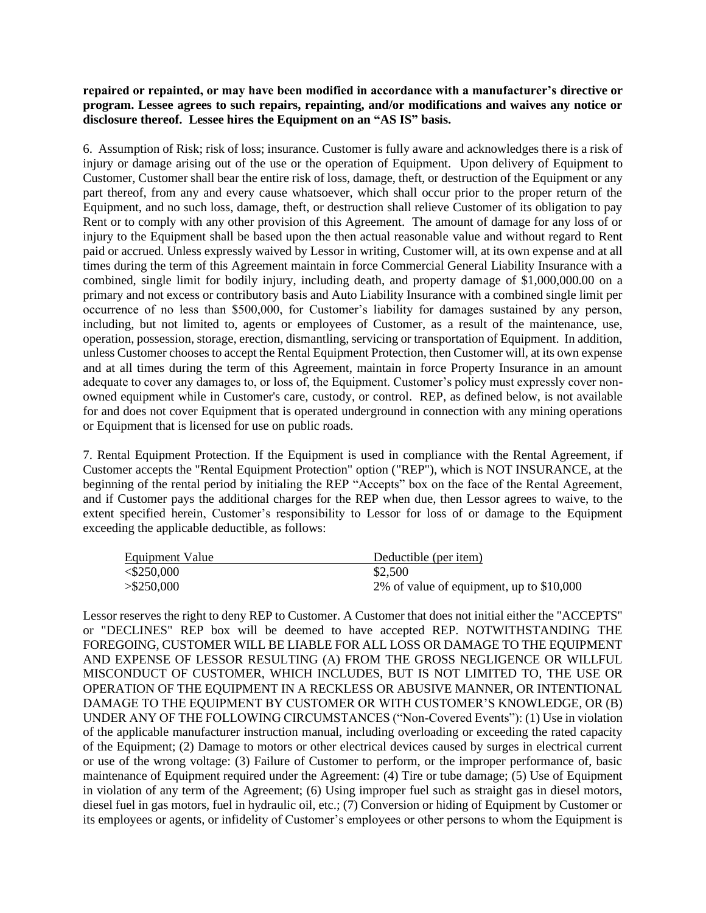**repaired or repainted, or may have been modified in accordance with a manufacturer's directive or program. Lessee agrees to such repairs, repainting, and/or modifications and waives any notice or disclosure thereof. Lessee hires the Equipment on an "AS IS" basis.**

6. Assumption of Risk; risk of loss; insurance. Customer is fully aware and acknowledges there is a risk of injury or damage arising out of the use or the operation of Equipment. Upon delivery of Equipment to Customer, Customer shall bear the entire risk of loss, damage, theft, or destruction of the Equipment or any part thereof, from any and every cause whatsoever, which shall occur prior to the proper return of the Equipment, and no such loss, damage, theft, or destruction shall relieve Customer of its obligation to pay Rent or to comply with any other provision of this Agreement. The amount of damage for any loss of or injury to the Equipment shall be based upon the then actual reasonable value and without regard to Rent paid or accrued. Unless expressly waived by Lessor in writing, Customer will, at its own expense and at all times during the term of this Agreement maintain in force Commercial General Liability Insurance with a combined, single limit for bodily injury, including death, and property damage of $1,000,000.00 on a primary and not excess or contributory basis and Auto Liability Insurance with a combined single limit per occurrence of no less than $500,000, for Customer's liability for damages sustained by any person, including, but not limited to, agents or employees of Customer, as a result of the maintenance, use, operation, possession, storage, erection, dismantling, servicing or transportation of Equipment. In addition, unless Customer chooses to accept the Rental Equipment Protection, then Customer will, at its own expense and at all times during the term of this Agreement, maintain in force Property Insurance in an amount adequate to cover any damages to, or loss of, the Equipment. Customer's policy must expressly cover non-owned equipment while in Customer's care, custody, or control. REP, as defined below, is not available for and does not cover Equipment that is operated underground in connection with any mining operations or Equipment that is licensed for use on public roads.

7. Rental Equipment Protection. If the Equipment is used in compliance with the Rental Agreement, if Customer accepts the "Rental Equipment Protection" option ("REP"), which is NOT INSURANCE, at the beginning of the rental period by initialing the REP "Accepts" box on the face of the Rental Agreement, and if Customer pays the additional charges for the REP when due, then Lessor agrees to waive, to the extent specified herein, Customer's responsibility to Lessor for loss of or damage to the Equipment exceeding the applicable deductible, as follows:

| Equipment Value | Deductible (per item) |
|---|---|
| <$250,000 | $2,500 |
| >$250,000 | 2% of value of equipment, up to $10,000 |

Lessor reserves the right to deny REP to Customer. A Customer that does not initial either the "ACCEPTS" or "DECLINES" REP box will be deemed to have accepted REP. NOTWITHSTANDING THE FOREGOING, CUSTOMER WILL BE LIABLE FOR ALL LOSS OR DAMAGE TO THE EQUIPMENT AND EXPENSE OF LESSOR RESULTING (A) FROM THE GROSS NEGLIGENCE OR WILLFUL MISCONDUCT OF CUSTOMER, WHICH INCLUDES, BUT IS NOT LIMITED TO, THE USE OR OPERATION OF THE EQUIPMENT IN A RECKLESS OR ABUSIVE MANNER, OR INTENTIONAL DAMAGE TO THE EQUIPMENT BY CUSTOMER OR WITH CUSTOMER'S KNOWLEDGE, OR (B) UNDER ANY OF THE FOLLOWING CIRCUMSTANCES ("Non-Covered Events"): (1) Use in violation of the applicable manufacturer instruction manual, including overloading or exceeding the rated capacity of the Equipment; (2) Damage to motors or other electrical devices caused by surges in electrical current or use of the wrong voltage: (3) Failure of Customer to perform, or the improper performance of, basic maintenance of Equipment required under the Agreement: (4) Tire or tube damage; (5) Use of Equipment in violation of any term of the Agreement; (6) Using improper fuel such as straight gas in diesel motors, diesel fuel in gas motors, fuel in hydraulic oil, etc.; (7) Conversion or hiding of Equipment by Customer or its employees or agents, or infidelity of Customer's employees or other persons to whom the Equipment is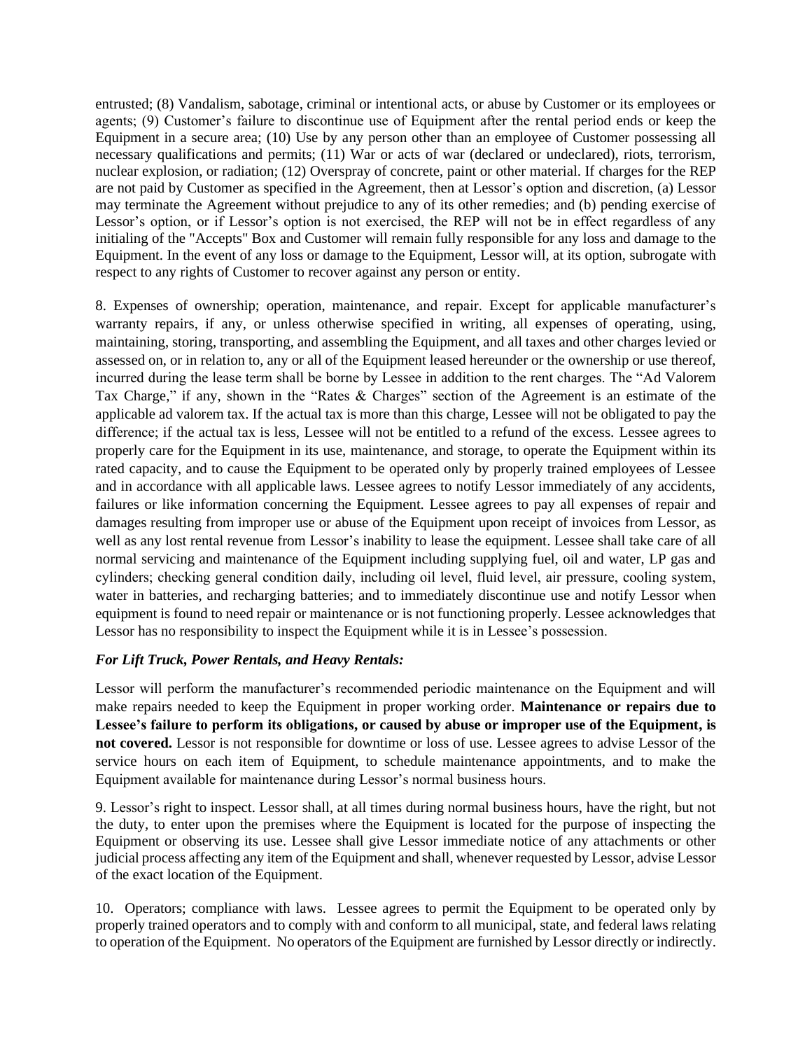entrusted; (8) Vandalism, sabotage, criminal or intentional acts, or abuse by Customer or its employees or agents; (9) Customer's failure to discontinue use of Equipment after the rental period ends or keep the Equipment in a secure area; (10) Use by any person other than an employee of Customer possessing all necessary qualifications and permits; (11) War or acts of war (declared or undeclared), riots, terrorism, nuclear explosion, or radiation; (12) Overspray of concrete, paint or other material. If charges for the REP are not paid by Customer as specified in the Agreement, then at Lessor's option and discretion, (a) Lessor may terminate the Agreement without prejudice to any of its other remedies; and (b) pending exercise of Lessor's option, or if Lessor's option is not exercised, the REP will not be in effect regardless of any initialing of the "Accepts" Box and Customer will remain fully responsible for any loss and damage to the Equipment. In the event of any loss or damage to the Equipment, Lessor will, at its option, subrogate with respect to any rights of Customer to recover against any person or entity.

8. Expenses of ownership; operation, maintenance, and repair. Except for applicable manufacturer's warranty repairs, if any, or unless otherwise specified in writing, all expenses of operating, using, maintaining, storing, transporting, and assembling the Equipment, and all taxes and other charges levied or assessed on, or in relation to, any or all of the Equipment leased hereunder or the ownership or use thereof, incurred during the lease term shall be borne by Lessee in addition to the rent charges. The "Ad Valorem Tax Charge," if any, shown in the "Rates & Charges" section of the Agreement is an estimate of the applicable ad valorem tax. If the actual tax is more than this charge, Lessee will not be obligated to pay the difference; if the actual tax is less, Lessee will not be entitled to a refund of the excess. Lessee agrees to properly care for the Equipment in its use, maintenance, and storage, to operate the Equipment within its rated capacity, and to cause the Equipment to be operated only by properly trained employees of Lessee and in accordance with all applicable laws. Lessee agrees to notify Lessor immediately of any accidents, failures or like information concerning the Equipment. Lessee agrees to pay all expenses of repair and damages resulting from improper use or abuse of the Equipment upon receipt of invoices from Lessor, as well as any lost rental revenue from Lessor's inability to lease the equipment. Lessee shall take care of all normal servicing and maintenance of the Equipment including supplying fuel, oil and water, LP gas and cylinders; checking general condition daily, including oil level, fluid level, air pressure, cooling system, water in batteries, and recharging batteries; and to immediately discontinue use and notify Lessor when equipment is found to need repair or maintenance or is not functioning properly. Lessee acknowledges that Lessor has no responsibility to inspect the Equipment while it is in Lessee's possession.

***For Lift Truck, Power Rentals, and Heavy Rentals:***

Lessor will perform the manufacturer's recommended periodic maintenance on the Equipment and will make repairs needed to keep the Equipment in proper working order. **Maintenance or repairs due to Lessee's failure to perform its obligations, or caused by abuse or improper use of the Equipment, is not covered.** Lessor is not responsible for downtime or loss of use. Lessee agrees to advise Lessor of the service hours on each item of Equipment, to schedule maintenance appointments, and to make the Equipment available for maintenance during Lessor's normal business hours.

9. Lessor's right to inspect. Lessor shall, at all times during normal business hours, have the right, but not the duty, to enter upon the premises where the Equipment is located for the purpose of inspecting the Equipment or observing its use. Lessee shall give Lessor immediate notice of any attachments or other judicial process affecting any item of the Equipment and shall, whenever requested by Lessor, advise Lessor of the exact location of the Equipment.

10. Operators; compliance with laws. Lessee agrees to permit the Equipment to be operated only by properly trained operators and to comply with and conform to all municipal, state, and federal laws relating to operation of the Equipment. No operators of the Equipment are furnished by Lessor directly or indirectly.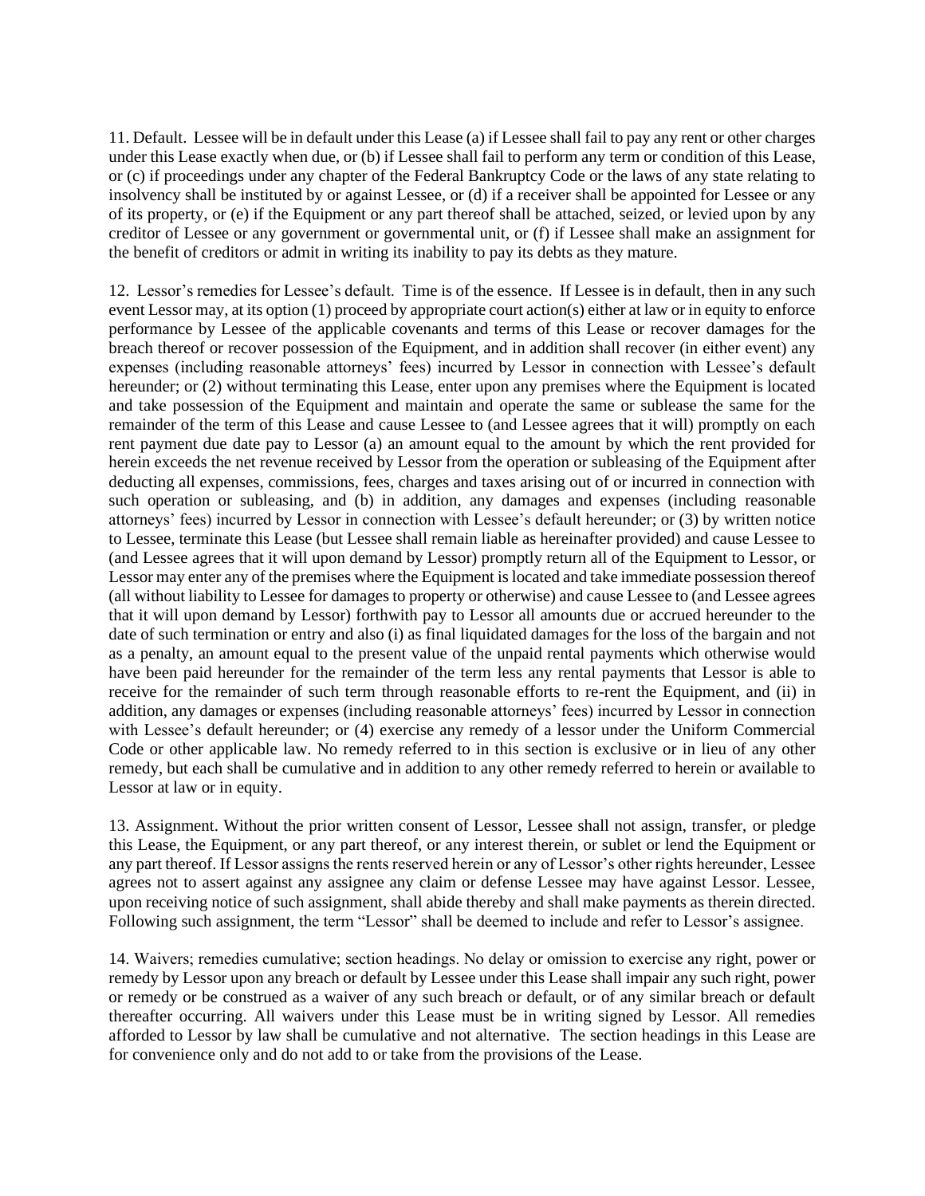11. Default. Lessee will be in default under this Lease (a) if Lessee shall fail to pay any rent or other charges under this Lease exactly when due, or (b) if Lessee shall fail to perform any term or condition of this Lease, or (c) if proceedings under any chapter of the Federal Bankruptcy Code or the laws of any state relating to insolvency shall be instituted by or against Lessee, or (d) if a receiver shall be appointed for Lessee or any of its property, or (e) if the Equipment or any part thereof shall be attached, seized, or levied upon by any creditor of Lessee or any government or governmental unit, or (f) if Lessee shall make an assignment for the benefit of creditors or admit in writing its inability to pay its debts as they mature.

12. Lessor's remedies for Lessee's default. Time is of the essence. If Lessee is in default, then in any such event Lessor may, at its option (1) proceed by appropriate court action(s) either at law or in equity to enforce performance by Lessee of the applicable covenants and terms of this Lease or recover damages for the breach thereof or recover possession of the Equipment, and in addition shall recover (in either event) any expenses (including reasonable attorneys' fees) incurred by Lessor in connection with Lessee's default hereunder; or (2) without terminating this Lease, enter upon any premises where the Equipment is located and take possession of the Equipment and maintain and operate the same or sublease the same for the remainder of the term of this Lease and cause Lessee to (and Lessee agrees that it will) promptly on each rent payment due date pay to Lessor (a) an amount equal to the amount by which the rent provided for herein exceeds the net revenue received by Lessor from the operation or subleasing of the Equipment after deducting all expenses, commissions, fees, charges and taxes arising out of or incurred in connection with such operation or subleasing, and (b) in addition, any damages and expenses (including reasonable attorneys' fees) incurred by Lessor in connection with Lessee's default hereunder; or (3) by written notice to Lessee, terminate this Lease (but Lessee shall remain liable as hereinafter provided) and cause Lessee to (and Lessee agrees that it will upon demand by Lessor) promptly return all of the Equipment to Lessor, or Lessor may enter any of the premises where the Equipment is located and take immediate possession thereof (all without liability to Lessee for damages to property or otherwise) and cause Lessee to (and Lessee agrees that it will upon demand by Lessor) forthwith pay to Lessor all amounts due or accrued hereunder to the date of such termination or entry and also (i) as final liquidated damages for the loss of the bargain and not as a penalty, an amount equal to the present value of the unpaid rental payments which otherwise would have been paid hereunder for the remainder of the term less any rental payments that Lessor is able to receive for the remainder of such term through reasonable efforts to re-rent the Equipment, and (ii) in addition, any damages or expenses (including reasonable attorneys' fees) incurred by Lessor in connection with Lessee's default hereunder; or (4) exercise any remedy of a lessor under the Uniform Commercial Code or other applicable law. No remedy referred to in this section is exclusive or in lieu of any other remedy, but each shall be cumulative and in addition to any other remedy referred to herein or available to Lessor at law or in equity.

13. Assignment. Without the prior written consent of Lessor, Lessee shall not assign, transfer, or pledge this Lease, the Equipment, or any part thereof, or any interest therein, or sublet or lend the Equipment or any part thereof. If Lessor assigns the rents reserved herein or any of Lessor's other rights hereunder, Lessee agrees not to assert against any assignee any claim or defense Lessee may have against Lessor. Lessee, upon receiving notice of such assignment, shall abide thereby and shall make payments as therein directed. Following such assignment, the term "Lessor" shall be deemed to include and refer to Lessor's assignee.

14. Waivers; remedies cumulative; section headings. No delay or omission to exercise any right, power or remedy by Lessor upon any breach or default by Lessee under this Lease shall impair any such right, power or remedy or be construed as a waiver of any such breach or default, or of any similar breach or default thereafter occurring. All waivers under this Lease must be in writing signed by Lessor. All remedies afforded to Lessor by law shall be cumulative and not alternative. The section headings in this Lease are for convenience only and do not add to or take from the provisions of the Lease.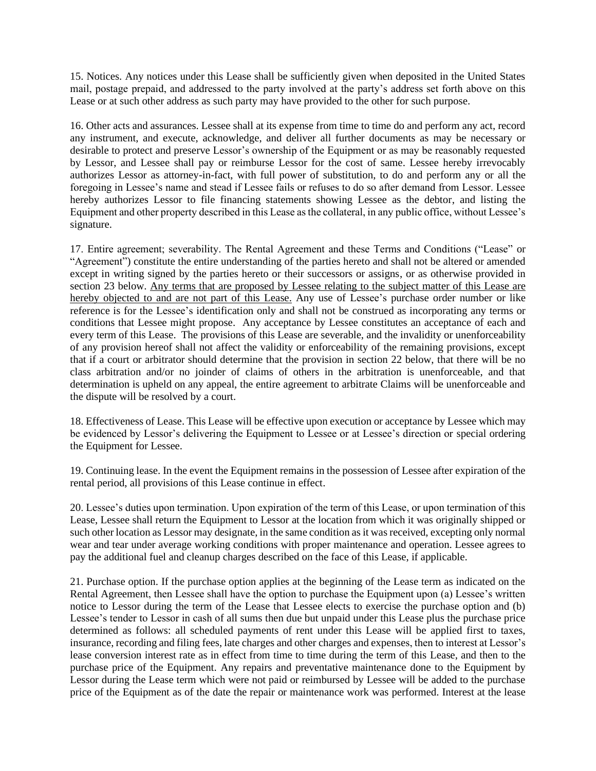15. Notices. Any notices under this Lease shall be sufficiently given when deposited in the United States mail, postage prepaid, and addressed to the party involved at the party's address set forth above on this Lease or at such other address as such party may have provided to the other for such purpose.

16. Other acts and assurances. Lessee shall at its expense from time to time do and perform any act, record any instrument, and execute, acknowledge, and deliver all further documents as may be necessary or desirable to protect and preserve Lessor's ownership of the Equipment or as may be reasonably requested by Lessor, and Lessee shall pay or reimburse Lessor for the cost of same. Lessee hereby irrevocably authorizes Lessor as attorney-in-fact, with full power of substitution, to do and perform any or all the foregoing in Lessee's name and stead if Lessee fails or refuses to do so after demand from Lessor. Lessee hereby authorizes Lessor to file financing statements showing Lessee as the debtor, and listing the Equipment and other property described in this Lease as the collateral, in any public office, without Lessee's signature.

17. Entire agreement; severability. The Rental Agreement and these Terms and Conditions ("Lease" or "Agreement") constitute the entire understanding of the parties hereto and shall not be altered or amended except in writing signed by the parties hereto or their successors or assigns, or as otherwise provided in section 23 below. <u>Any terms that are proposed by Lessee relating to the subject matter of this Lease are hereby objected to and are not part of this Lease.</u> Any use of Lessee's purchase order number or like reference is for the Lessee's identification only and shall not be construed as incorporating any terms or conditions that Lessee might propose. Any acceptance by Lessee constitutes an acceptance of each and every term of this Lease. The provisions of this Lease are severable, and the invalidity or unenforceability of any provision hereof shall not affect the validity or enforceability of the remaining provisions, except that if a court or arbitrator should determine that the provision in section 22 below, that there will be no class arbitration and/or no joinder of claims of others in the arbitration is unenforceable, and that determination is upheld on any appeal, the entire agreement to arbitrate Claims will be unenforceable and the dispute will be resolved by a court.

18. Effectiveness of Lease. This Lease will be effective upon execution or acceptance by Lessee which may be evidenced by Lessor's delivering the Equipment to Lessee or at Lessee's direction or special ordering the Equipment for Lessee.

19. Continuing lease. In the event the Equipment remains in the possession of Lessee after expiration of the rental period, all provisions of this Lease continue in effect.

20. Lessee's duties upon termination. Upon expiration of the term of this Lease, or upon termination of this Lease, Lessee shall return the Equipment to Lessor at the location from which it was originally shipped or such other location as Lessor may designate, in the same condition as it was received, excepting only normal wear and tear under average working conditions with proper maintenance and operation. Lessee agrees to pay the additional fuel and cleanup charges described on the face of this Lease, if applicable.

21. Purchase option. If the purchase option applies at the beginning of the Lease term as indicated on the Rental Agreement, then Lessee shall have the option to purchase the Equipment upon (a) Lessee's written notice to Lessor during the term of the Lease that Lessee elects to exercise the purchase option and (b) Lessee's tender to Lessor in cash of all sums then due but unpaid under this Lease plus the purchase price determined as follows: all scheduled payments of rent under this Lease will be applied first to taxes, insurance, recording and filing fees, late charges and other charges and expenses, then to interest at Lessor's lease conversion interest rate as in effect from time to time during the term of this Lease, and then to the purchase price of the Equipment. Any repairs and preventative maintenance done to the Equipment by Lessor during the Lease term which were not paid or reimbursed by Lessee will be added to the purchase price of the Equipment as of the date the repair or maintenance work was performed. Interest at the lease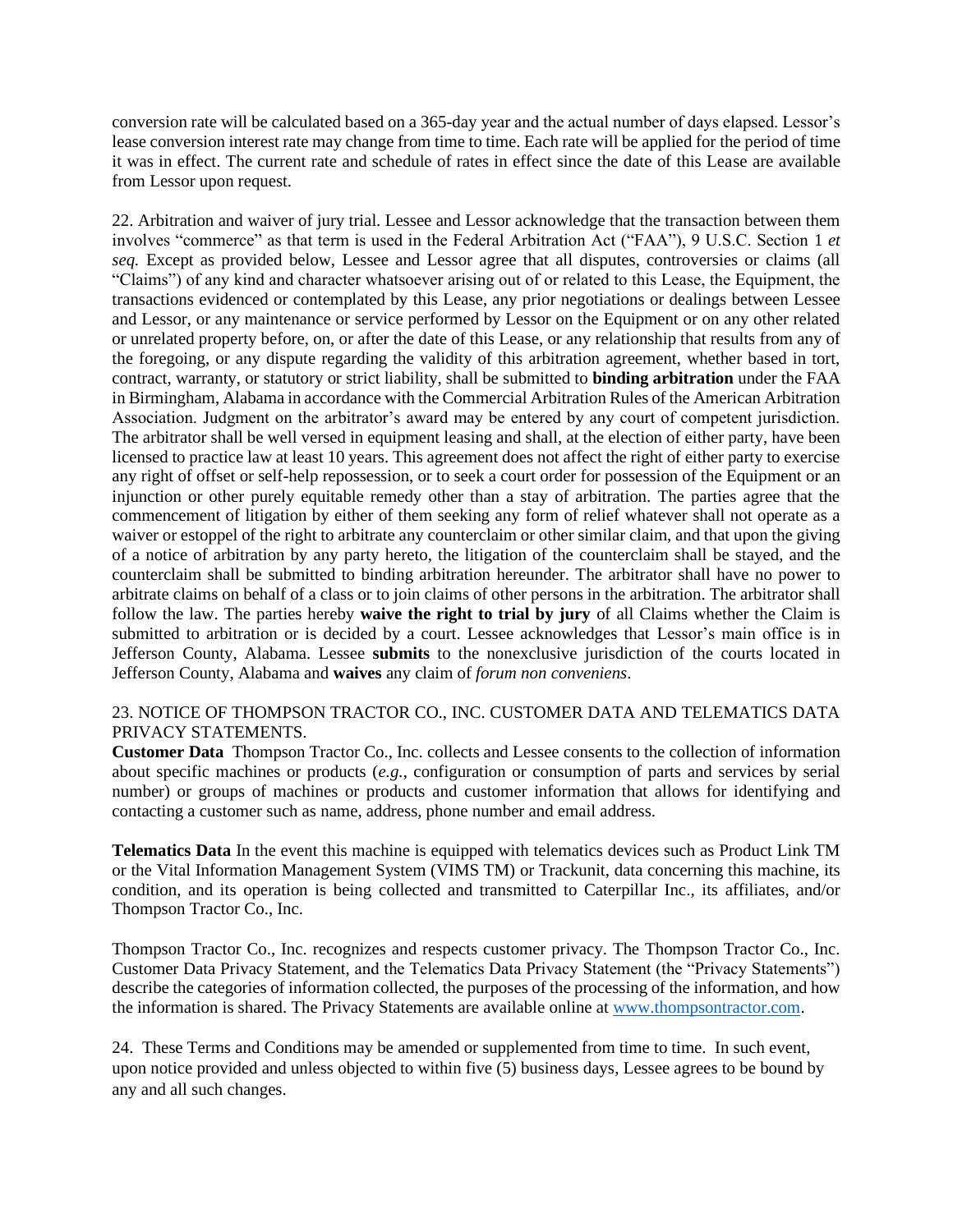conversion rate will be calculated based on a 365-day year and the actual number of days elapsed. Lessor's lease conversion interest rate may change from time to time. Each rate will be applied for the period of time it was in effect. The current rate and schedule of rates in effect since the date of this Lease are available from Lessor upon request.

22. Arbitration and waiver of jury trial. Lessee and Lessor acknowledge that the transaction between them involves "commerce" as that term is used in the Federal Arbitration Act ("FAA"), 9 U.S.C. Section 1 *et seq.* Except as provided below, Lessee and Lessor agree that all disputes, controversies or claims (all "Claims") of any kind and character whatsoever arising out of or related to this Lease, the Equipment, the transactions evidenced or contemplated by this Lease, any prior negotiations or dealings between Lessee and Lessor, or any maintenance or service performed by Lessor on the Equipment or on any other related or unrelated property before, on, or after the date of this Lease, or any relationship that results from any of the foregoing, or any dispute regarding the validity of this arbitration agreement, whether based in tort, contract, warranty, or statutory or strict liability, shall be submitted to **binding arbitration** under the FAA in Birmingham, Alabama in accordance with the Commercial Arbitration Rules of the American Arbitration Association. Judgment on the arbitrator's award may be entered by any court of competent jurisdiction. The arbitrator shall be well versed in equipment leasing and shall, at the election of either party, have been licensed to practice law at least 10 years. This agreement does not affect the right of either party to exercise any right of offset or self-help repossession, or to seek a court order for possession of the Equipment or an injunction or other purely equitable remedy other than a stay of arbitration. The parties agree that the commencement of litigation by either of them seeking any form of relief whatever shall not operate as a waiver or estoppel of the right to arbitrate any counterclaim or other similar claim, and that upon the giving of a notice of arbitration by any party hereto, the litigation of the counterclaim shall be stayed, and the counterclaim shall be submitted to binding arbitration hereunder. The arbitrator shall have no power to arbitrate claims on behalf of a class or to join claims of other persons in the arbitration. The arbitrator shall follow the law. The parties hereby **waive the right to trial by jury** of all Claims whether the Claim is submitted to arbitration or is decided by a court. Lessee acknowledges that Lessor's main office is in Jefferson County, Alabama. Lessee **submits** to the nonexclusive jurisdiction of the courts located in Jefferson County, Alabama and **waives** any claim of *forum non conveniens*.

23. NOTICE OF THOMPSON TRACTOR CO., INC. CUSTOMER DATA AND TELEMATICS DATA PRIVACY STATEMENTS.

**Customer Data** Thompson Tractor Co., Inc. collects and Lessee consents to the collection of information about specific machines or products (*e.g.*, configuration or consumption of parts and services by serial number) or groups of machines or products and customer information that allows for identifying and contacting a customer such as name, address, phone number and email address.

**Telematics Data** In the event this machine is equipped with telematics devices such as Product Link TM or the Vital Information Management System (VIMS TM) or Trackunit, data concerning this machine, its condition, and its operation is being collected and transmitted to Caterpillar Inc., its affiliates, and/or Thompson Tractor Co., Inc.

Thompson Tractor Co., Inc. recognizes and respects customer privacy. The Thompson Tractor Co., Inc. Customer Data Privacy Statement, and the Telematics Data Privacy Statement (the "Privacy Statements") describe the categories of information collected, the purposes of the processing of the information, and how the information is shared. The Privacy Statements are available online at [www.thompsontractor.com](http://www.thompsontractor.com).

24. These Terms and Conditions may be amended or supplemented from time to time. In such event, upon notice provided and unless objected to within five (5) business days, Lessee agrees to be bound by any and all such changes.